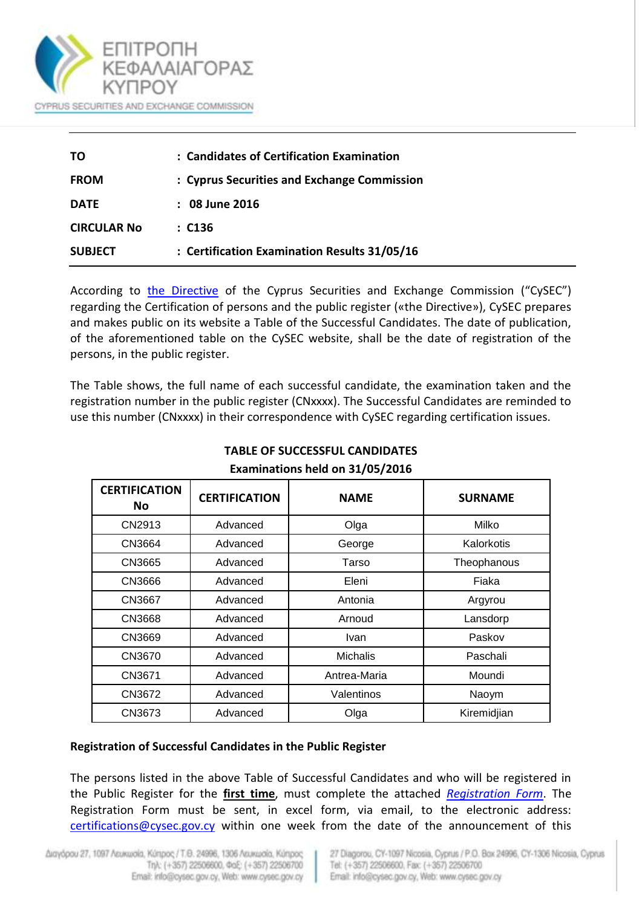ΕΠΙΤΡΟΠΗ ΚΕΦΑΛΑΙΑΓΟΡΑΣ ΚΥΠΡΟΥ

CYPRUS SECURITIES AND EXCHANGE COMMISSION

| | |
|---|---|
| **TO** | **: Candidates of Certification Examination** |
| **FROM** | **: Cyprus Securities and Exchange Commission** |
| **DATE** | **: 08 June 2016** |
| **CIRCULAR No** | **: C136** |
| **SUBJECT** | **: Certification Examination Results 31/05/16** |

According to the Directive of the Cyprus Securities and Exchange Commission ("CySEC") regarding the Certification of persons and the public register («the Directive»), CySEC prepares and makes public on its website a Table of the Successful Candidates. The date of publication, of the aforementioned table on the CySEC website, shall be the date of registration of the persons, in the public register.

The Table shows, the full name of each successful candidate, the examination taken and the registration number in the public register (CNxxxx). The Successful Candidates are reminded to use this number (CNxxxx) in their correspondence with CySEC regarding certification issues.

**TABLE OF SUCCESSFUL CANDIDATES**
**Examinations held on 31/05/2016**

| CERTIFICATION No | CERTIFICATION | NAME | SURNAME |
|---|---|---|---|
| CN2913 | Advanced | Olga | Milko |
| CN3664 | Advanced | George | Kalorkotis |
| CN3665 | Advanced | Tarso | Theophanous |
| CN3666 | Advanced | Eleni | Fiaka |
| CN3667 | Advanced | Antonia | Argyrou |
| CN3668 | Advanced | Arnoud | Lansdorp |
| CN3669 | Advanced | Ivan | Paskov |
| CN3670 | Advanced | Michalis | Paschali |
| CN3671 | Advanced | Antrea-Maria | Moundi |
| CN3672 | Advanced | Valentinos | Naoym |
| CN3673 | Advanced | Olga | Kiremidjian |

**Registration of Successful Candidates in the Public Register**

The persons listed in the above Table of Successful Candidates and who will be registered in the Public Register for the **first time**, must complete the attached *Registration Form*. The Registration Form must be sent, in excel form, via email, to the electronic address: certifications@cysec.gov.cy within one week from the date of the announcement of this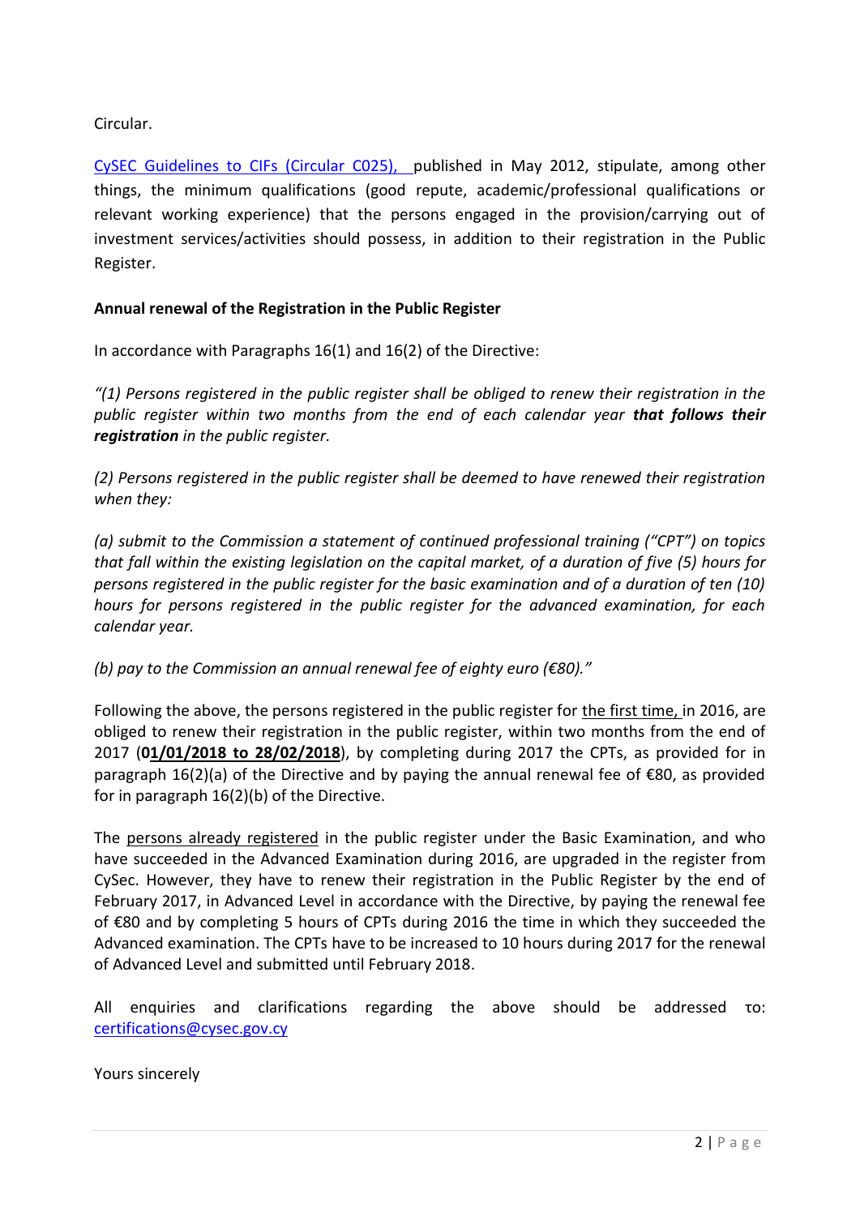Circular.

CySEC Guidelines to CIFs (Circular C025), published in May 2012, stipulate, among other things, the minimum qualifications (good repute, academic/professional qualifications or relevant working experience) that the persons engaged in the provision/carrying out of investment services/activities should possess, in addition to their registration in the Public Register.

**Annual renewal of the Registration in the Public Register**

In accordance with Paragraphs 16(1) and 16(2) of the Directive:

*"(1) Persons registered in the public register shall be obliged to renew their registration in the public register within two months from the end of each calendar year* ***that follows their registration*** *in the public register.*

*(2) Persons registered in the public register shall be deemed to have renewed their registration when they:*

*(a) submit to the Commission a statement of continued professional training ("CPT") on topics that fall within the existing legislation on the capital market, of a duration of five (5) hours for persons registered in the public register for the basic examination and of a duration of ten (10) hours for persons registered in the public register for the advanced examination, for each calendar year.*

*(b) pay to the Commission an annual renewal fee of eighty euro (€80)."*

Following the above, the persons registered in the public register for the first time, in 2016, are obliged to renew their registration in the public register, within two months from the end of 2017 (**01/01/2018 to 28/02/2018**), by completing during 2017 the CPTs, as provided for in paragraph 16(2)(a) of the Directive and by paying the annual renewal fee of €80, as provided for in paragraph 16(2)(b) of the Directive.

The persons already registered in the public register under the Basic Examination, and who have succeeded in the Advanced Examination during 2016, are upgraded in the register from CySec. However, they have to renew their registration in the Public Register by the end of February 2017, in Advanced Level in accordance with the Directive, by paying the renewal fee of €80 and by completing 5 hours of CPTs during 2016 the time in which they succeeded the Advanced examination. The CPTs have to be increased to 10 hours during 2017 for the renewal of Advanced Level and submitted until February 2018.

All enquiries and clarifications regarding the above should be addressed το: certifications@cysec.gov.cy

Yours sincerely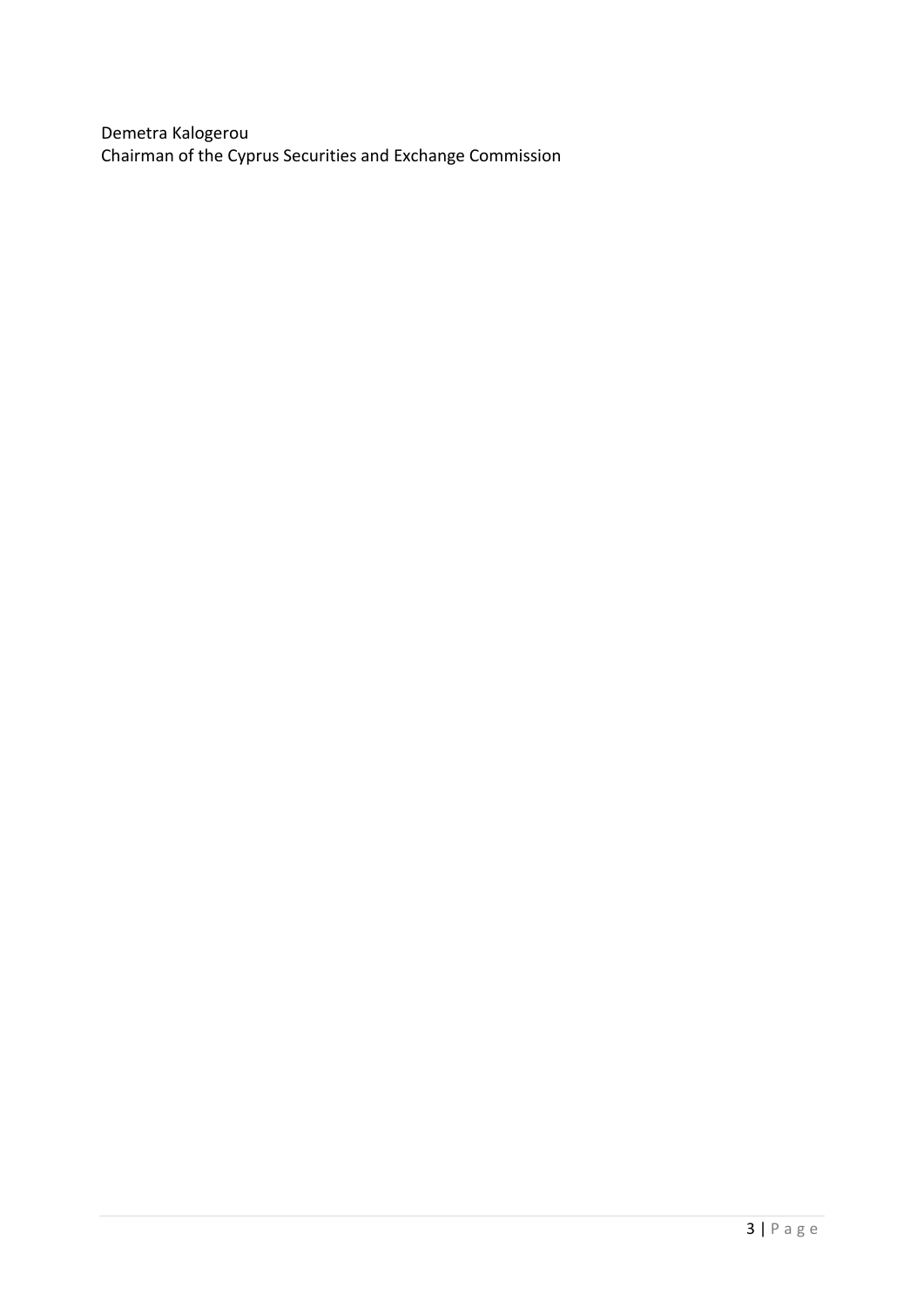Demetra Kalogerou
Chairman of the Cyprus Securities and Exchange Commission